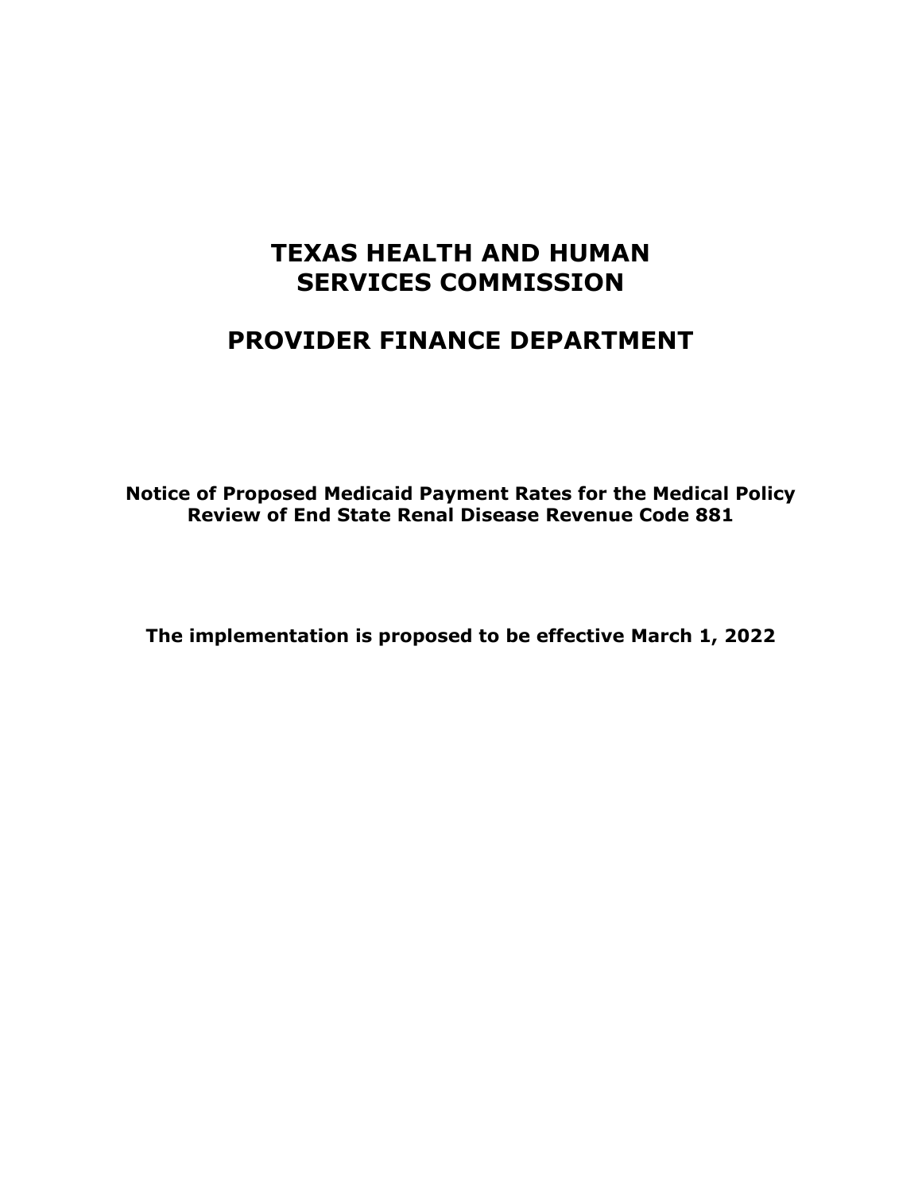# TEXAS HEALTH AND HUMAN SERVICES COMMISSION

## PROVIDER FINANCE DEPARTMENT

**Notice of Proposed Medicaid Payment Rates for the Medical Policy Review of End State Renal Disease Revenue Code 881**

**The implementation is proposed to be effective March 1, 2022**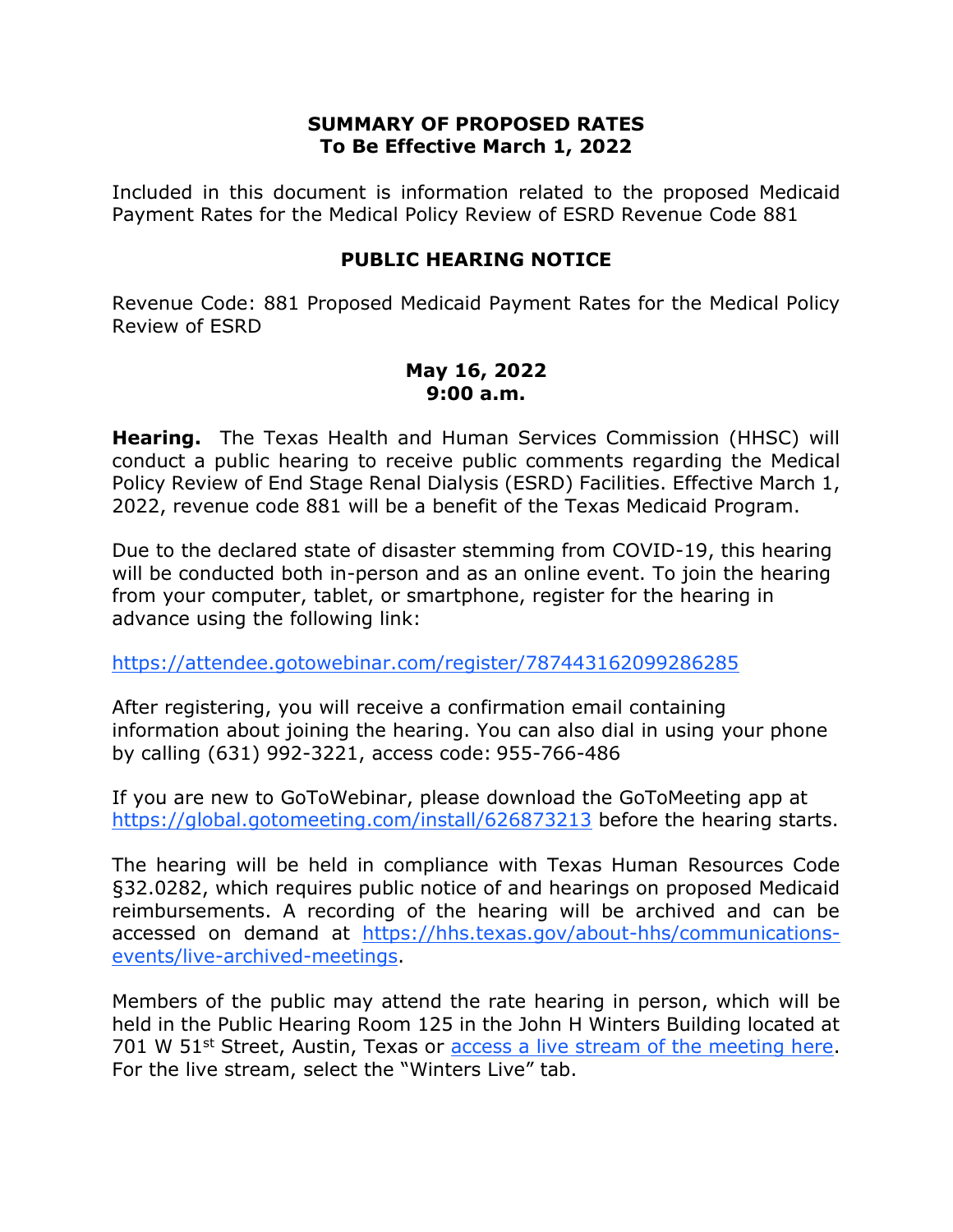**SUMMARY OF PROPOSED RATES**
**To Be Effective March 1, 2022**

Included in this document is information related to the proposed Medicaid Payment Rates for the Medical Policy Review of ESRD Revenue Code 881

**PUBLIC HEARING NOTICE**

Revenue Code: 881 Proposed Medicaid Payment Rates for the Medical Policy Review of ESRD

**May 16, 2022**
**9:00 a.m.**

**Hearing.** The Texas Health and Human Services Commission (HHSC) will conduct a public hearing to receive public comments regarding the Medical Policy Review of End Stage Renal Dialysis (ESRD) Facilities. Effective March 1, 2022, revenue code 881 will be a benefit of the Texas Medicaid Program.

Due to the declared state of disaster stemming from COVID-19, this hearing will be conducted both in-person and as an online event. To join the hearing from your computer, tablet, or smartphone, register for the hearing in advance using the following link:

https://attendee.gotowebinar.com/register/787443162099286285

After registering, you will receive a confirmation email containing information about joining the hearing. You can also dial in using your phone by calling (631) 992-3221, access code: 955-766-486

If you are new to GoToWebinar, please download the GoToMeeting app at https://global.gotomeeting.com/install/626873213 before the hearing starts.

The hearing will be held in compliance with Texas Human Resources Code §32.0282, which requires public notice of and hearings on proposed Medicaid reimbursements. A recording of the hearing will be archived and can be accessed on demand at https://hhs.texas.gov/about-hhs/communications-events/live-archived-meetings.

Members of the public may attend the rate hearing in person, which will be held in the Public Hearing Room 125 in the John H Winters Building located at 701 W 51st Street, Austin, Texas or access a live stream of the meeting here. For the live stream, select the "Winters Live" tab.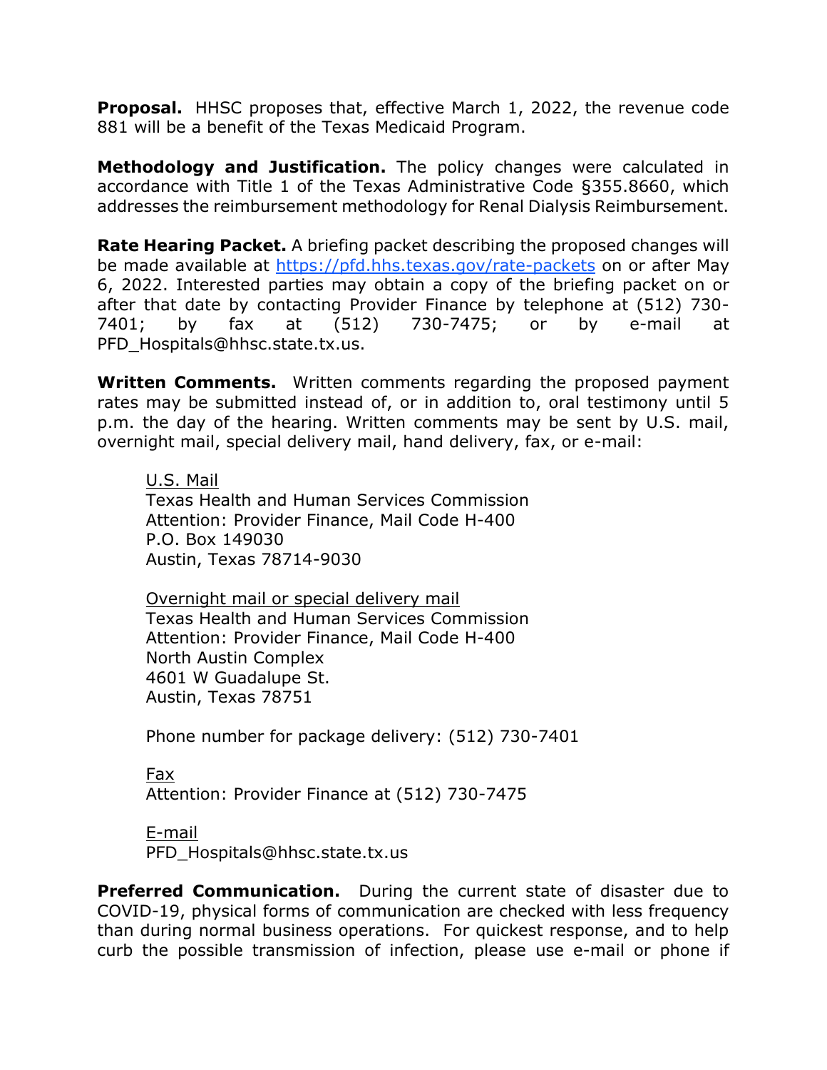**Proposal.** HHSC proposes that, effective March 1, 2022, the revenue code 881 will be a benefit of the Texas Medicaid Program.

**Methodology and Justification.** The policy changes were calculated in accordance with Title 1 of the Texas Administrative Code §355.8660, which addresses the reimbursement methodology for Renal Dialysis Reimbursement.

**Rate Hearing Packet.** A briefing packet describing the proposed changes will be made available at https://pfd.hhs.texas.gov/rate-packets on or after May 6, 2022. Interested parties may obtain a copy of the briefing packet on or after that date by contacting Provider Finance by telephone at (512) 730-7401; by fax at (512) 730-7475; or by e-mail at PFD_Hospitals@hhsc.state.tx.us.

**Written Comments.** Written comments regarding the proposed payment rates may be submitted instead of, or in addition to, oral testimony until 5 p.m. the day of the hearing. Written comments may be sent by U.S. mail, overnight mail, special delivery mail, hand delivery, fax, or e-mail:

U.S. Mail
Texas Health and Human Services Commission
Attention: Provider Finance, Mail Code H-400
P.O. Box 149030
Austin, Texas 78714-9030

Overnight mail or special delivery mail
Texas Health and Human Services Commission
Attention: Provider Finance, Mail Code H-400
North Austin Complex
4601 W Guadalupe St.
Austin, Texas 78751

Phone number for package delivery: (512) 730-7401

Fax
Attention: Provider Finance at (512) 730-7475

E-mail
PFD_Hospitals@hhsc.state.tx.us

**Preferred Communication.** During the current state of disaster due to COVID-19, physical forms of communication are checked with less frequency than during normal business operations. For quickest response, and to help curb the possible transmission of infection, please use e-mail or phone if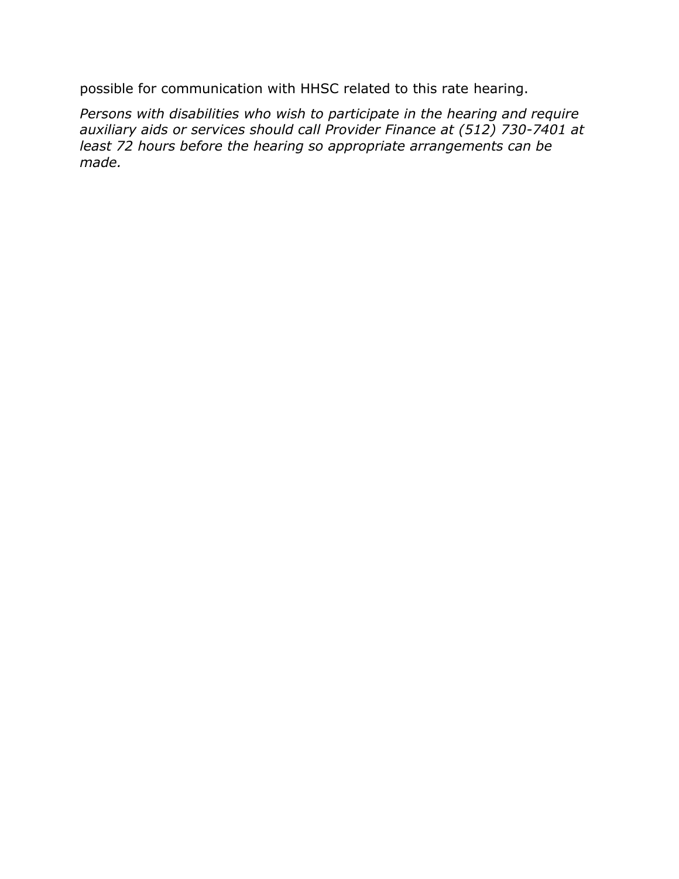possible for communication with HHSC related to this rate hearing.

*Persons with disabilities who wish to participate in the hearing and require auxiliary aids or services should call Provider Finance at (512) 730-7401 at least 72 hours before the hearing so appropriate arrangements can be made.*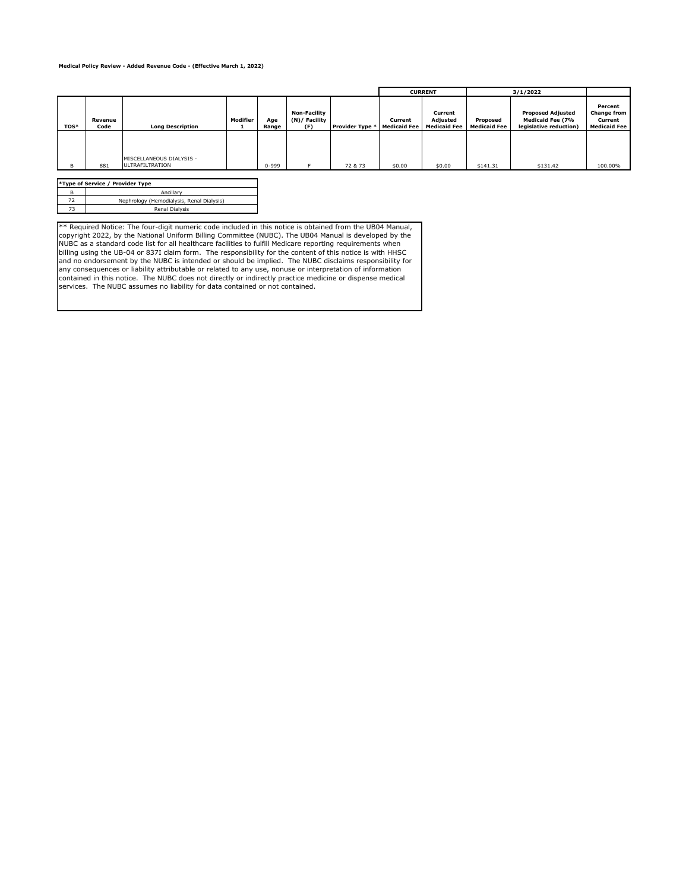**Medical Policy Review - Added Revenue Code - (Effective March 1, 2022)**

| | | | | | | | CURRENT | | 3/1/2022 | | |
|---|---|---|---|---|---|---|---|---|---|---|---|
| TOS* | Revenue Code | Long Description | Modifier 1 | Age Range | Non-Facility (N)/ Facility (F) | Provider Type * | Current Medicaid Fee | Current Adjusted Medicaid Fee | Proposed Medicaid Fee | Proposed Adjusted Medicaid Fee (7% legislative reduction) | Percent Change from Current Medicaid Fee |
| B | 881 | MISCELLANEOUS DIALYSIS - ULTRAFILTRATION | | 0-999 | F | 72 & 73 | $0.00 | $0.00 | $141.31 | $131.42 | 100.00% |

| *Type of Service / Provider Type | |
|---|---|
| B | Ancillary |
| 72 | Nephrology (Hemodialysis, Renal Dialysis) |
| 73 | Renal Dialysis |

** Required Notice: The four-digit numeric code included in this notice is obtained from the UB04 Manual, copyright 2022, by the National Uniform Billing Committee (NUBC). The UB04 Manual is developed by the NUBC as a standard code list for all healthcare facilities to fulfill Medicare reporting requirements when billing using the UB-04 or 837I claim form. The responsibility for the content of this notice is with HHSC and no endorsement by the NUBC is intended or should be implied. The NUBC disclaims responsibility for any consequences or liability attributable or related to any use, nonuse or interpretation of information contained in this notice. The NUBC does not directly or indirectly practice medicine or dispense medical services. The NUBC assumes no liability for data contained or not contained.